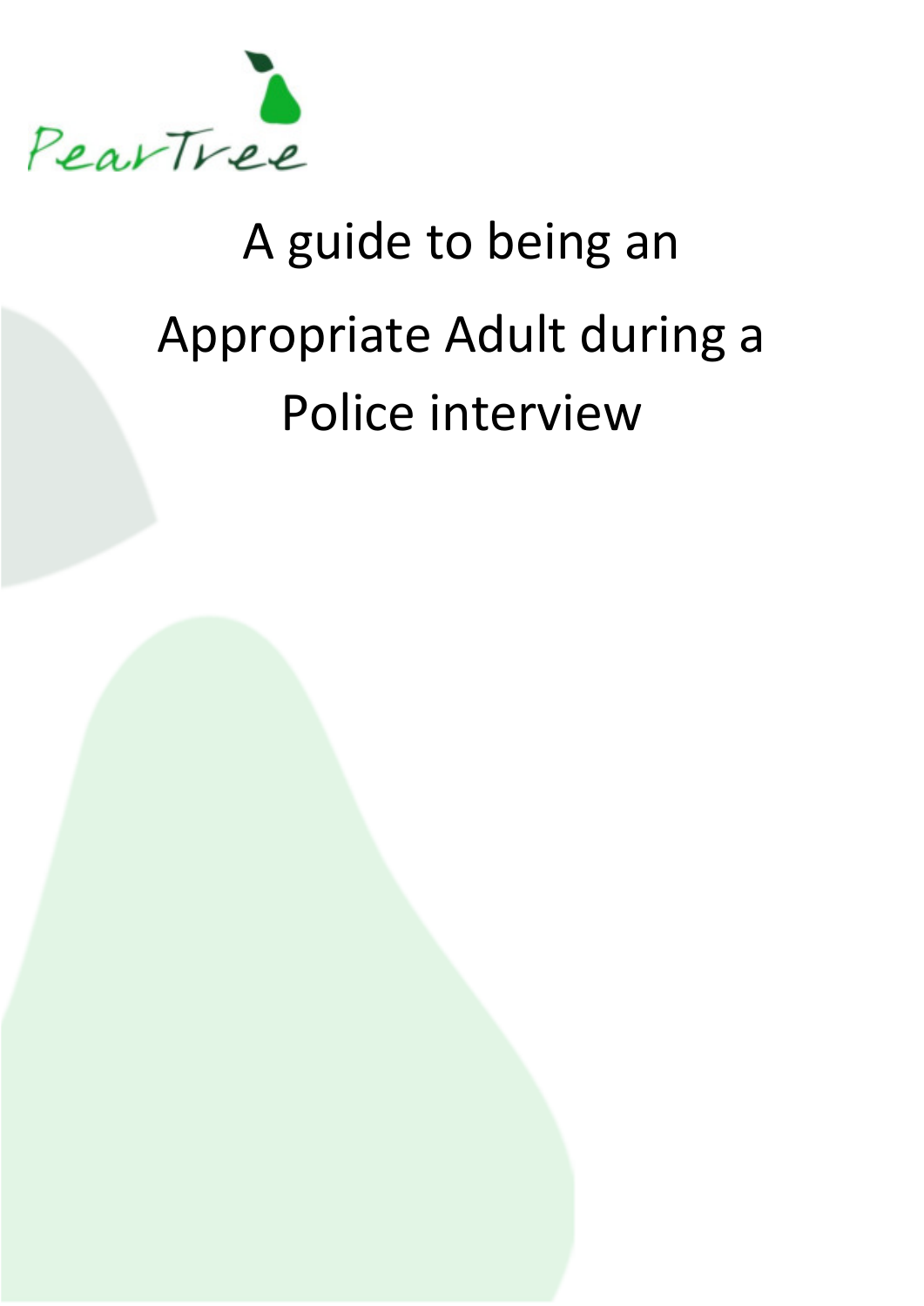PearTree

# A guide to being an Appropriate Adult during a Police interview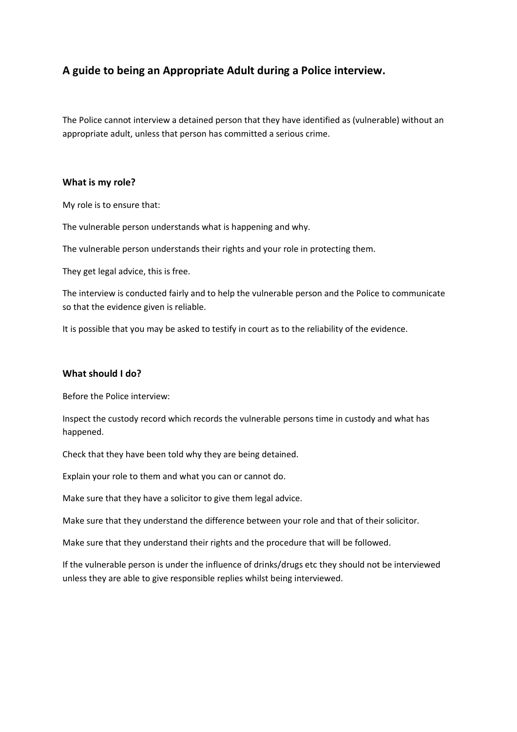## A guide to being an Appropriate Adult during a Police interview.

The Police cannot interview a detained person that they have identified as (vulnerable) without an appropriate adult, unless that person has committed a serious crime.

### What is my role?

My role is to ensure that:

The vulnerable person understands what is happening and why.

The vulnerable person understands their rights and your role in protecting them.

They get legal advice, this is free.

The interview is conducted fairly and to help the vulnerable person and the Police to communicate so that the evidence given is reliable.

It is possible that you may be asked to testify in court as to the reliability of the evidence.

### What should I do?

Before the Police interview:

Inspect the custody record which records the vulnerable persons time in custody and what has happened.

Check that they have been told why they are being detained.

Explain your role to them and what you can or cannot do.

Make sure that they have a solicitor to give them legal advice.

Make sure that they understand the difference between your role and that of their solicitor.

Make sure that they understand their rights and the procedure that will be followed.

If the vulnerable person is under the influence of drinks/drugs etc they should not be interviewed unless they are able to give responsible replies whilst being interviewed.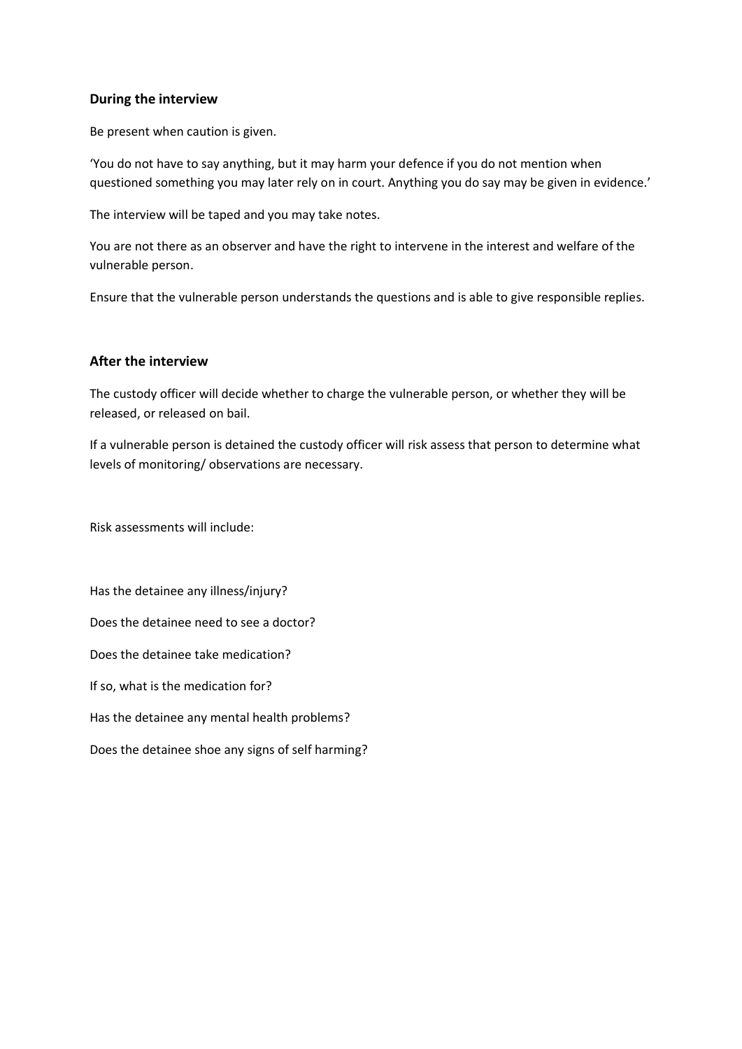**During the interview**

Be present when caution is given.

'You do not have to say anything, but it may harm your defence if you do not mention when questioned something you may later rely on in court. Anything you do say may be given in evidence.'

The interview will be taped and you may take notes.

You are not there as an observer and have the right to intervene in the interest and welfare of the vulnerable person.

Ensure that the vulnerable person understands the questions and is able to give responsible replies.

**After the interview**

The custody officer will decide whether to charge the vulnerable person, or whether they will be released, or released on bail.

If a vulnerable person is detained the custody officer will risk assess that person to determine what levels of monitoring/ observations are necessary.

Risk assessments will include:

Has the detainee any illness/injury?

Does the detainee need to see a doctor?

Does the detainee take medication?

If so, what is the medication for?

Has the detainee any mental health problems?

Does the detainee shoe any signs of self harming?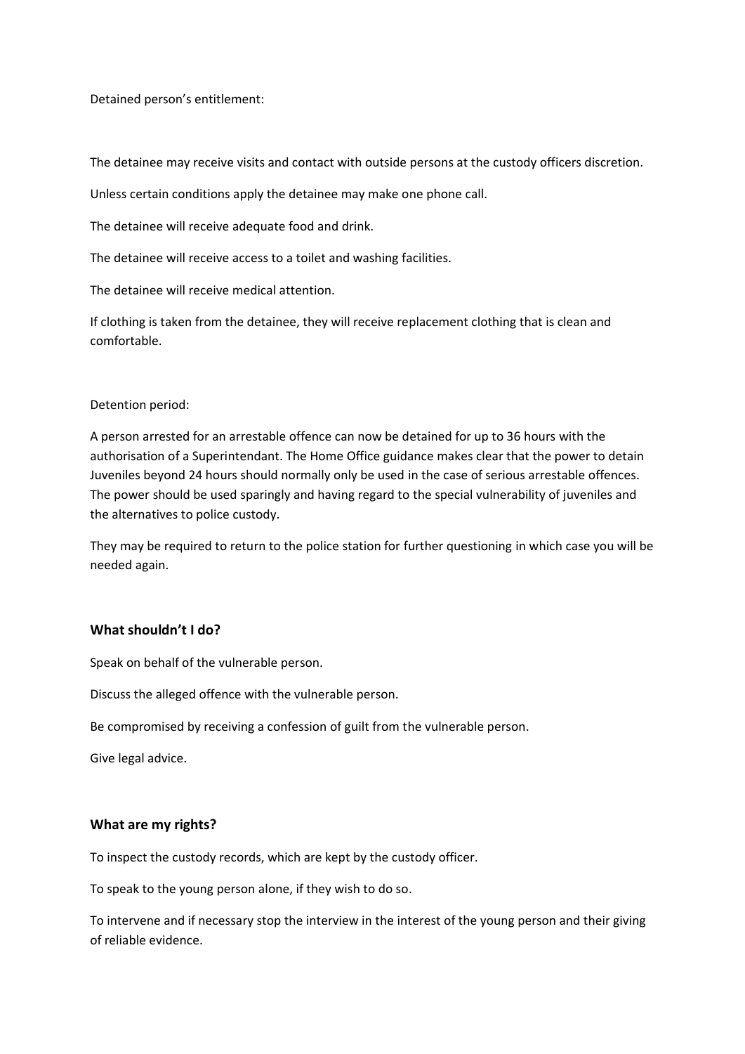Detained person's entitlement:

The detainee may receive visits and contact with outside persons at the custody officers discretion.

Unless certain conditions apply the detainee may make one phone call.

The detainee will receive adequate food and drink.

The detainee will receive access to a toilet and washing facilities.

The detainee will receive medical attention.

If clothing is taken from the detainee, they will receive replacement clothing that is clean and comfortable.

Detention period:

A person arrested for an arrestable offence can now be detained for up to 36 hours with the authorisation of a Superintendant. The Home Office guidance makes clear that the power to detain Juveniles beyond 24 hours should normally only be used in the case of serious arrestable offences. The power should be used sparingly and having regard to the special vulnerability of juveniles and the alternatives to police custody.

They may be required to return to the police station for further questioning in which case you will be needed again.

**What shouldn't I do?**

Speak on behalf of the vulnerable person.

Discuss the alleged offence with the vulnerable person.

Be compromised by receiving a confession of guilt from the vulnerable person.

Give legal advice.

**What are my rights?**

To inspect the custody records, which are kept by the custody officer.

To speak to the young person alone, if they wish to do so.

To intervene and if necessary stop the interview in the interest of the young person and their giving of reliable evidence.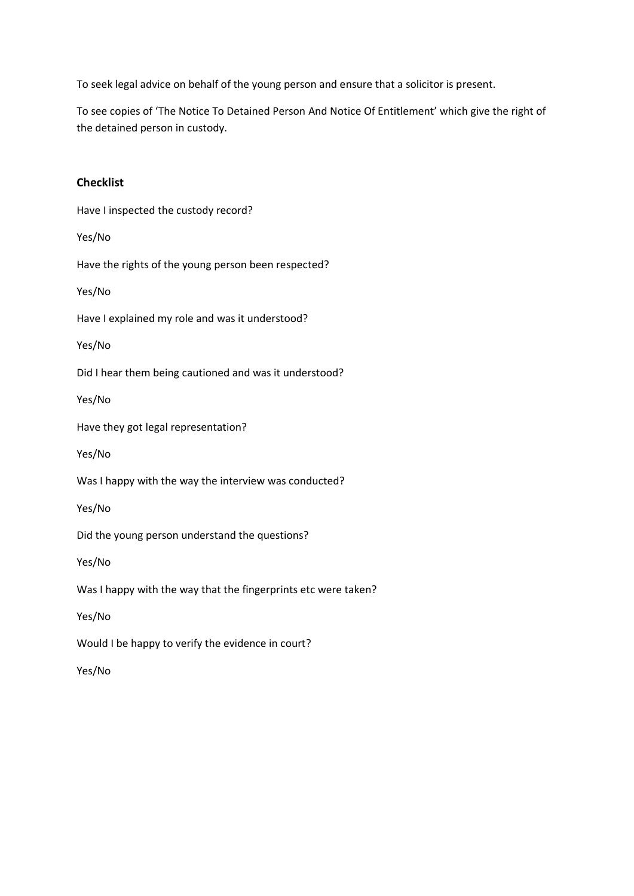To seek legal advice on behalf of the young person and ensure that a solicitor is present.

To see copies of 'The Notice To Detained Person And Notice Of Entitlement' which give the right of the detained person in custody.

**Checklist**

Have I inspected the custody record?

Yes/No

Have the rights of the young person been respected?

Yes/No

Have I explained my role and was it understood?

Yes/No

Did I hear them being cautioned and was it understood?

Yes/No

Have they got legal representation?

Yes/No

Was I happy with the way the interview was conducted?

Yes/No

Did the young person understand the questions?

Yes/No

Was I happy with the way that the fingerprints etc were taken?

Yes/No

Would I be happy to verify the evidence in court?

Yes/No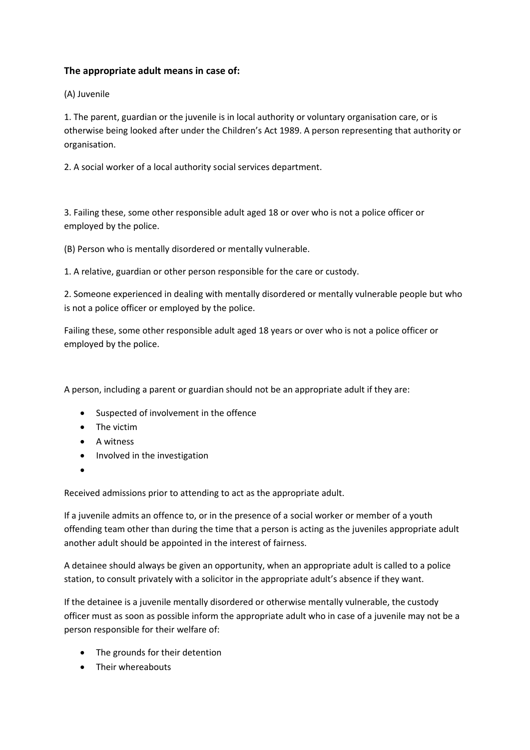**The appropriate adult means in case of:**

(A) Juvenile

1. The parent, guardian or the juvenile is in local authority or voluntary organisation care, or is otherwise being looked after under the Children's Act 1989. A person representing that authority or organisation.

2. A social worker of a local authority social services department.

3. Failing these, some other responsible adult aged 18 or over who is not a police officer or employed by the police.

(B) Person who is mentally disordered or mentally vulnerable.

1. A relative, guardian or other person responsible for the care or custody.

2. Someone experienced in dealing with mentally disordered or mentally vulnerable people but who is not a police officer or employed by the police.

Failing these, some other responsible adult aged 18 years or over who is not a police officer or employed by the police.

A person, including a parent or guardian should not be an appropriate adult if they are:

- Suspected of involvement in the offence
- The victim
- A witness
- Involved in the investigation
- 

Received admissions prior to attending to act as the appropriate adult.

If a juvenile admits an offence to, or in the presence of a social worker or member of a youth offending team other than during the time that a person is acting as the juveniles appropriate adult another adult should be appointed in the interest of fairness.

A detainee should always be given an opportunity, when an appropriate adult is called to a police station, to consult privately with a solicitor in the appropriate adult's absence if they want.

If the detainee is a juvenile mentally disordered or otherwise mentally vulnerable, the custody officer must as soon as possible inform the appropriate adult who in case of a juvenile may not be a person responsible for their welfare of:

- The grounds for their detention
- Their whereabouts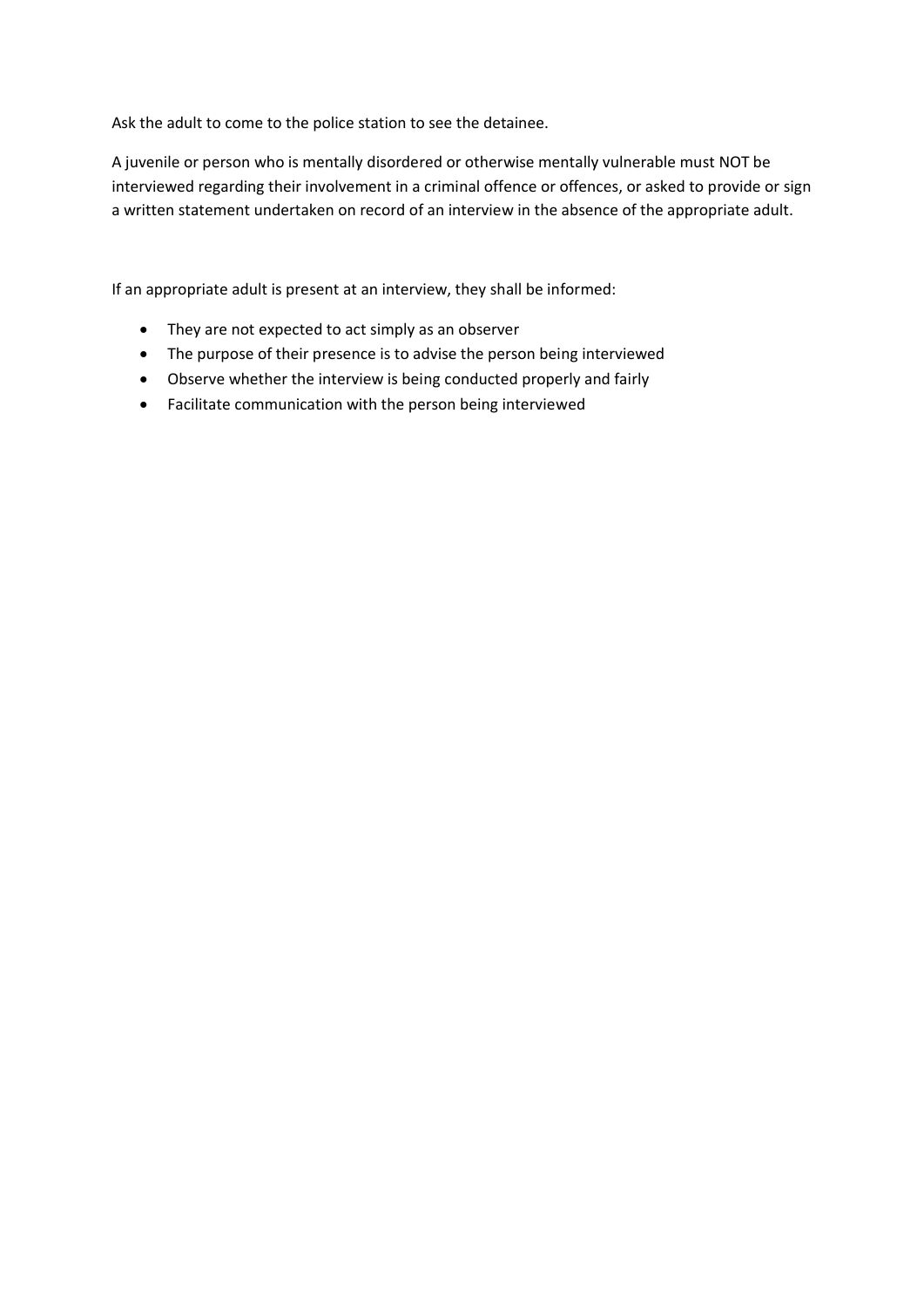Ask the adult to come to the police station to see the detainee.

A juvenile or person who is mentally disordered or otherwise mentally vulnerable must NOT be interviewed regarding their involvement in a criminal offence or offences, or asked to provide or sign a written statement undertaken on record of an interview in the absence of the appropriate adult.

If an appropriate adult is present at an interview, they shall be informed:

- They are not expected to act simply as an observer
- The purpose of their presence is to advise the person being interviewed
- Observe whether the interview is being conducted properly and fairly
- Facilitate communication with the person being interviewed